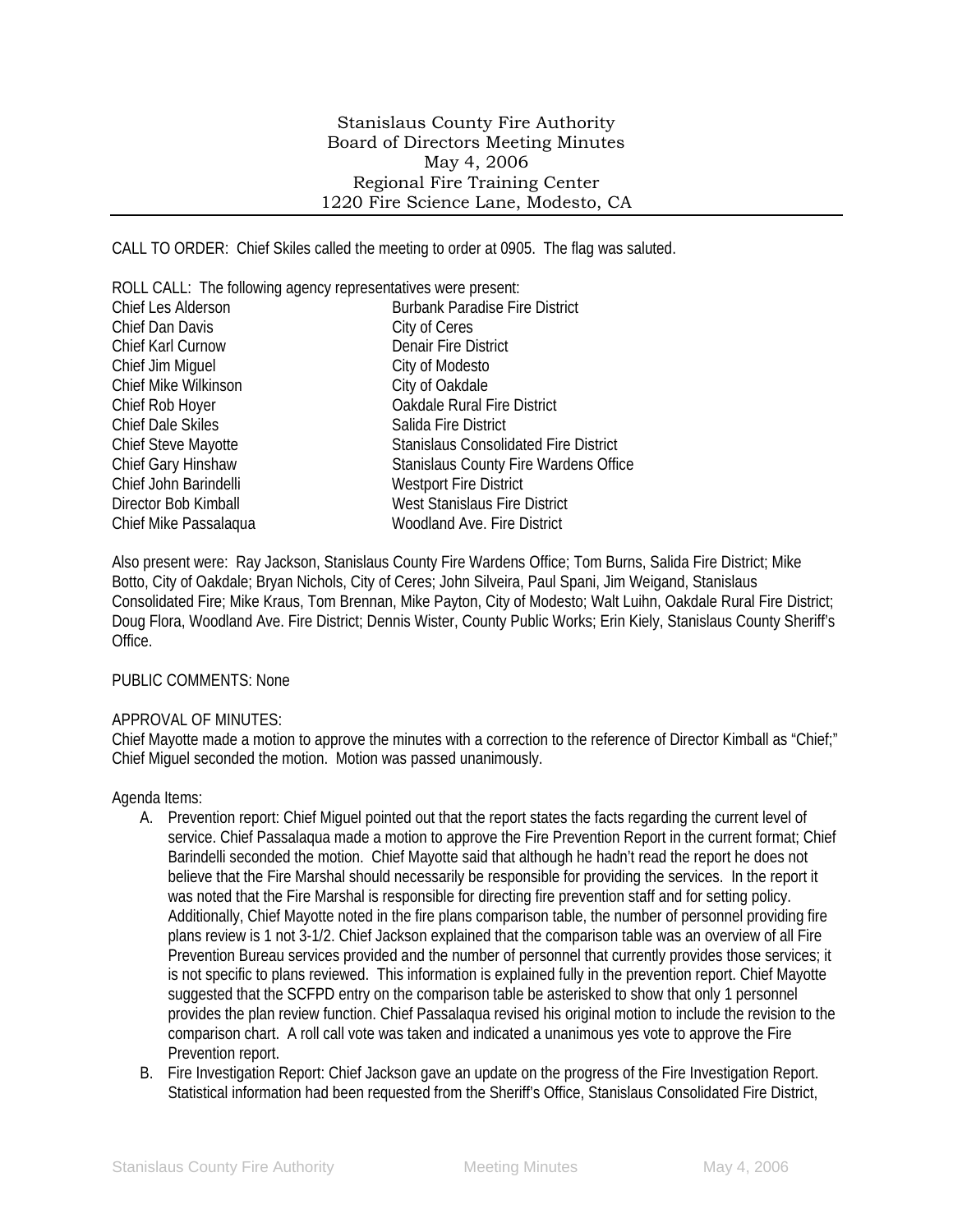Stanislaus County Fire Authority
Board of Directors Meeting Minutes
May 4, 2006
Regional Fire Training Center
1220 Fire Science Lane, Modesto, CA

---

CALL TO ORDER: Chief Skiles called the meeting to order at 0905. The flag was saluted.

ROLL CALL: The following agency representatives were present:

| | |
|---|---|
| Chief Les Alderson | Burbank Paradise Fire District |
| Chief Dan Davis | City of Ceres |
| Chief Karl Curnow | Denair Fire District |
| Chief Jim Miguel | City of Modesto |
| Chief Mike Wilkinson | City of Oakdale |
| Chief Rob Hoyer | Oakdale Rural Fire District |
| Chief Dale Skiles | Salida Fire District |
| Chief Steve Mayotte | Stanislaus Consolidated Fire District |
| Chief Gary Hinshaw | Stanislaus County Fire Wardens Office |
| Chief John Barindelli | Westport Fire District |
| Director Bob Kimball | West Stanislaus Fire District |
| Chief Mike Passalaqua | Woodland Ave. Fire District |

Also present were: Ray Jackson, Stanislaus County Fire Wardens Office; Tom Burns, Salida Fire District; Mike Botto, City of Oakdale; Bryan Nichols, City of Ceres; John Silveira, Paul Spani, Jim Weigand, Stanislaus Consolidated Fire; Mike Kraus, Tom Brennan, Mike Payton, City of Modesto; Walt Luihn, Oakdale Rural Fire District; Doug Flora, Woodland Ave. Fire District; Dennis Wister, County Public Works; Erin Kiely, Stanislaus County Sheriff's Office.

PUBLIC COMMENTS: None

APPROVAL OF MINUTES:
Chief Mayotte made a motion to approve the minutes with a correction to the reference of Director Kimball as "Chief;" Chief Miguel seconded the motion. Motion was passed unanimously.

Agenda Items:

A. Prevention report: Chief Miguel pointed out that the report states the facts regarding the current level of service. Chief Passalaqua made a motion to approve the Fire Prevention Report in the current format; Chief Barindelli seconded the motion. Chief Mayotte said that although he hadn't read the report he does not believe that the Fire Marshal should necessarily be responsible for providing the services. In the report it was noted that the Fire Marshal is responsible for directing fire prevention staff and for setting policy. Additionally, Chief Mayotte noted in the fire plans comparison table, the number of personnel providing fire plans review is 1 not 3-1/2. Chief Jackson explained that the comparison table was an overview of all Fire Prevention Bureau services provided and the number of personnel that currently provides those services; it is not specific to plans reviewed. This information is explained fully in the prevention report. Chief Mayotte suggested that the SCFPD entry on the comparison table be asterisked to show that only 1 personnel provides the plan review function. Chief Passalaqua revised his original motion to include the revision to the comparison chart. A roll call vote was taken and indicated a unanimous yes vote to approve the Fire Prevention report.

B. Fire Investigation Report: Chief Jackson gave an update on the progress of the Fire Investigation Report. Statistical information had been requested from the Sheriff's Office, Stanislaus Consolidated Fire District,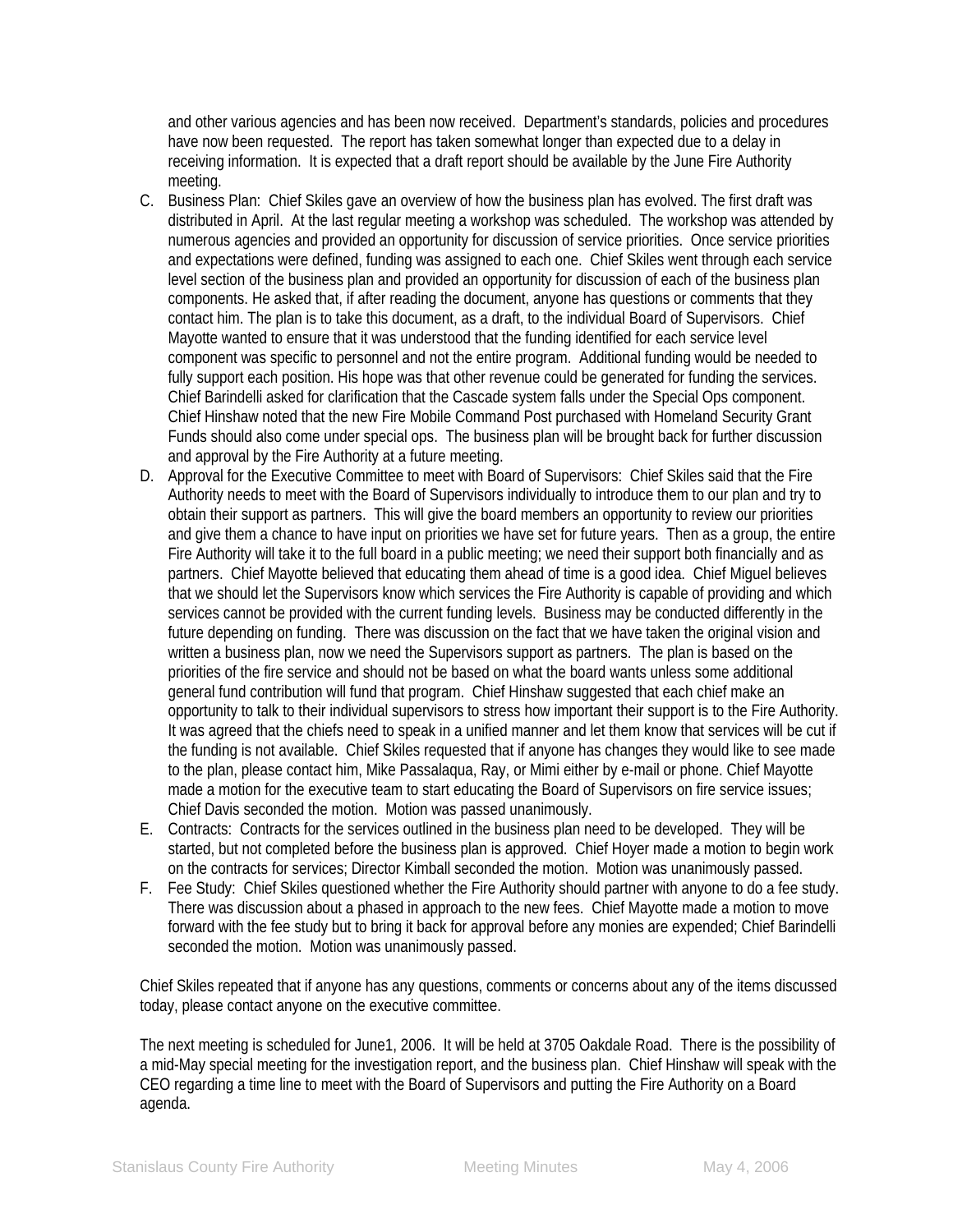and other various agencies and has been now received. Department's standards, policies and procedures have now been requested. The report has taken somewhat longer than expected due to a delay in receiving information. It is expected that a draft report should be available by the June Fire Authority meeting.

C. Business Plan: Chief Skiles gave an overview of how the business plan has evolved. The first draft was distributed in April. At the last regular meeting a workshop was scheduled. The workshop was attended by numerous agencies and provided an opportunity for discussion of service priorities. Once service priorities and expectations were defined, funding was assigned to each one. Chief Skiles went through each service level section of the business plan and provided an opportunity for discussion of each of the business plan components. He asked that, if after reading the document, anyone has questions or comments that they contact him. The plan is to take this document, as a draft, to the individual Board of Supervisors. Chief Mayotte wanted to ensure that it was understood that the funding identified for each service level component was specific to personnel and not the entire program. Additional funding would be needed to fully support each position. His hope was that other revenue could be generated for funding the services. Chief Barindelli asked for clarification that the Cascade system falls under the Special Ops component. Chief Hinshaw noted that the new Fire Mobile Command Post purchased with Homeland Security Grant Funds should also come under special ops. The business plan will be brought back for further discussion and approval by the Fire Authority at a future meeting.

D. Approval for the Executive Committee to meet with Board of Supervisors: Chief Skiles said that the Fire Authority needs to meet with the Board of Supervisors individually to introduce them to our plan and try to obtain their support as partners. This will give the board members an opportunity to review our priorities and give them a chance to have input on priorities we have set for future years. Then as a group, the entire Fire Authority will take it to the full board in a public meeting; we need their support both financially and as partners. Chief Mayotte believed that educating them ahead of time is a good idea. Chief Miguel believes that we should let the Supervisors know which services the Fire Authority is capable of providing and which services cannot be provided with the current funding levels. Business may be conducted differently in the future depending on funding. There was discussion on the fact that we have taken the original vision and written a business plan, now we need the Supervisors support as partners. The plan is based on the priorities of the fire service and should not be based on what the board wants unless some additional general fund contribution will fund that program. Chief Hinshaw suggested that each chief make an opportunity to talk to their individual supervisors to stress how important their support is to the Fire Authority. It was agreed that the chiefs need to speak in a unified manner and let them know that services will be cut if the funding is not available. Chief Skiles requested that if anyone has changes they would like to see made to the plan, please contact him, Mike Passalaqua, Ray, or Mimi either by e-mail or phone. Chief Mayotte made a motion for the executive team to start educating the Board of Supervisors on fire service issues; Chief Davis seconded the motion. Motion was passed unanimously.

E. Contracts: Contracts for the services outlined in the business plan need to be developed. They will be started, but not completed before the business plan is approved. Chief Hoyer made a motion to begin work on the contracts for services; Director Kimball seconded the motion. Motion was unanimously passed.

F. Fee Study: Chief Skiles questioned whether the Fire Authority should partner with anyone to do a fee study. There was discussion about a phased in approach to the new fees. Chief Mayotte made a motion to move forward with the fee study but to bring it back for approval before any monies are expended; Chief Barindelli seconded the motion. Motion was unanimously passed.

Chief Skiles repeated that if anyone has any questions, comments or concerns about any of the items discussed today, please contact anyone on the executive committee.

The next meeting is scheduled for June1, 2006. It will be held at 3705 Oakdale Road. There is the possibility of a mid-May special meeting for the investigation report, and the business plan. Chief Hinshaw will speak with the CEO regarding a time line to meet with the Board of Supervisors and putting the Fire Authority on a Board agenda.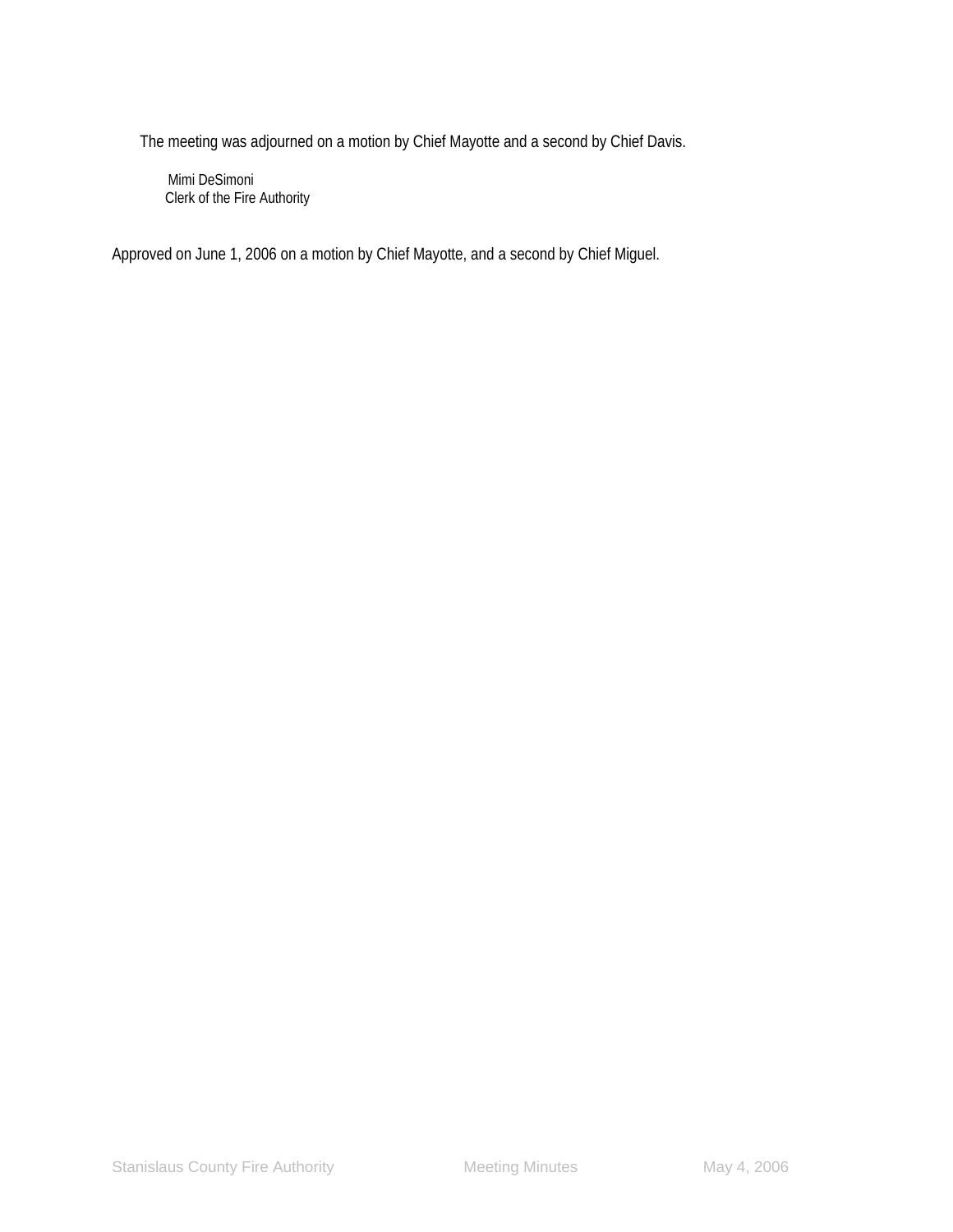The meeting was adjourned on a motion by Chief Mayotte and a second by Chief Davis.

Mimi DeSimoni
Clerk of the Fire Authority

Approved on June 1, 2006 on a motion by Chief Mayotte, and a second by Chief Miguel.